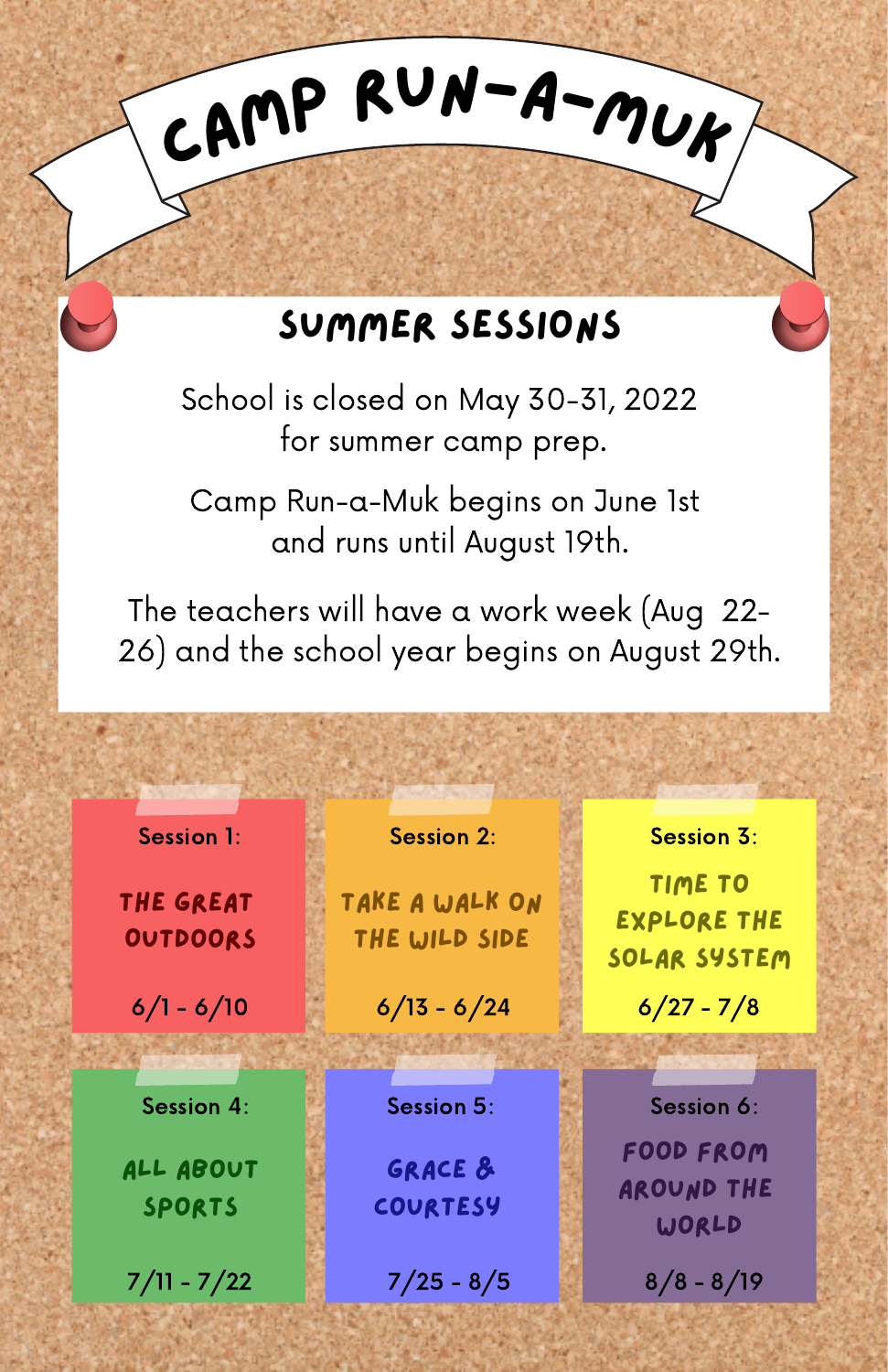# CAMP RUN-A-MUK

## SUMMER SESSIONS

School is closed on May 30-31, 2022 for summer camp prep.

Camp Run-a-Muk begins on June 1st and runs until August 19th.

The teachers will have a work week (Aug 22-26) and the school year begins on August 29th.

**Session 1:**

THE GREAT OUTDOORS

6/1 - 6/10

**Session 2:**

TAKE A WALK ON THE WILD SIDE

6/13 - 6/24

**Session 3:**

TIME TO EXPLORE THE SOLAR SYSTEM

6/27 - 7/8

**Session 4:**

ALL ABOUT SPORTS

7/11 - 7/22

**Session 5:**

GRACE & COURTESY

7/25 - 8/5

**Session 6:**

FOOD FROM AROUND THE WORLD

8/8 - 8/19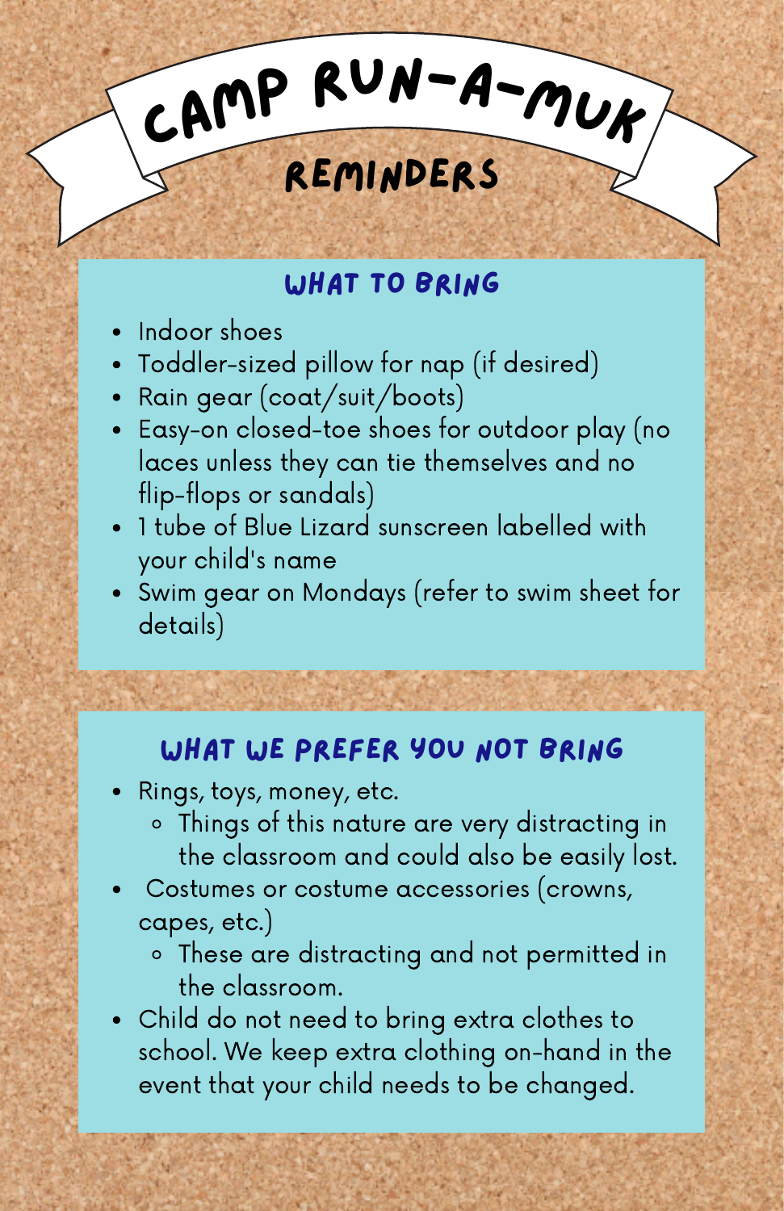# Camp Run-A-Muk

## Reminders

### What to Bring

- Indoor shoes
- Toddler-sized pillow for nap (if desired)
- Rain gear (coat/suit/boots)
- Easy-on closed-toe shoes for outdoor play (no laces unless they can tie themselves and no flip-flops or sandals)
- 1 tube of Blue Lizard sunscreen labelled with your child's name
- Swim gear on Mondays (refer to swim sheet for details)

### What We Prefer You Not Bring

- Rings, toys, money, etc.
  - Things of this nature are very distracting in the classroom and could also be easily lost.
- Costumes or costume accessories (crowns, capes, etc.)
  - These are distracting and not permitted in the classroom.
- Child do not need to bring extra clothes to school. We keep extra clothing on-hand in the event that your child needs to be changed.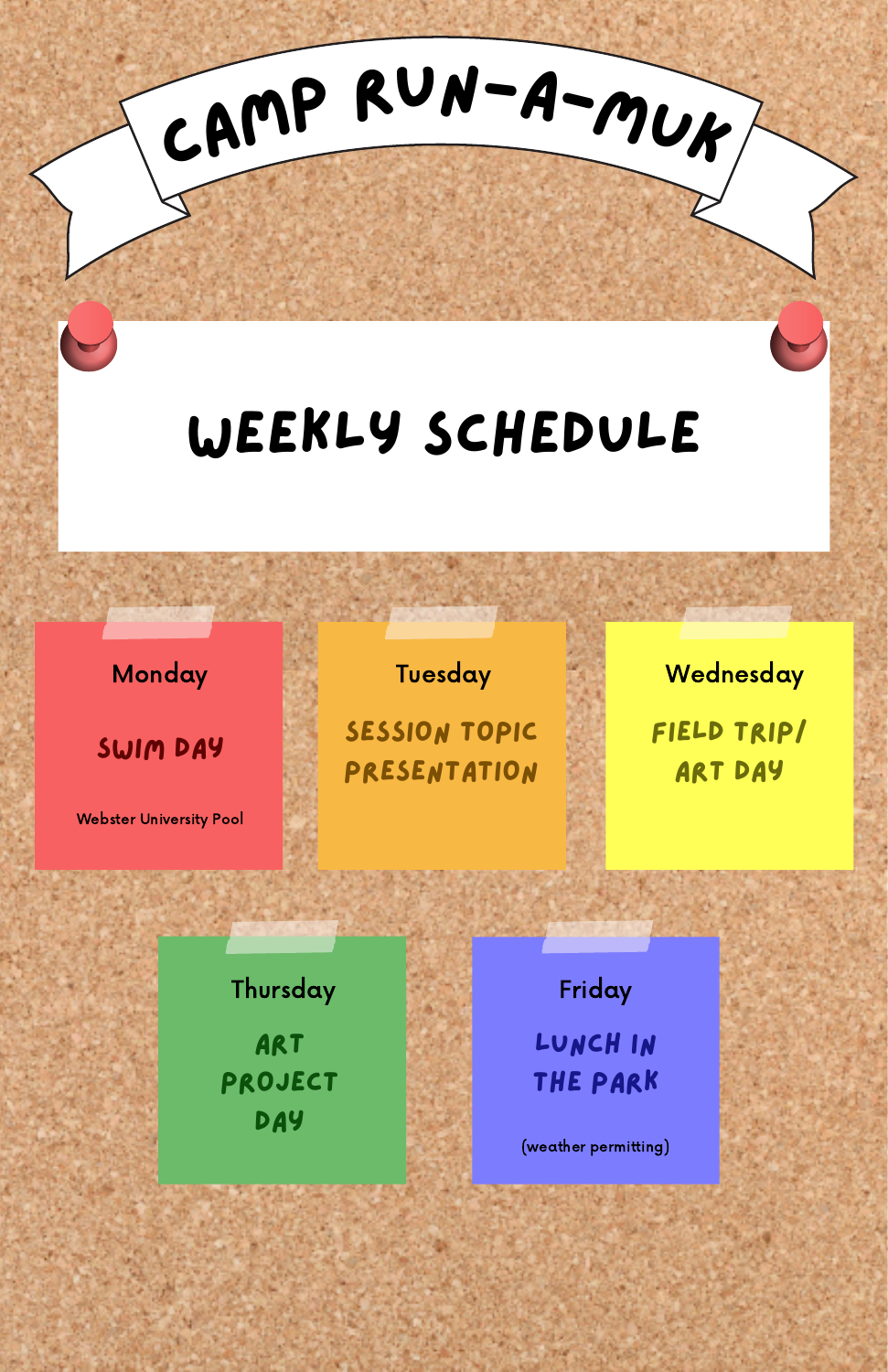# CAMP RUN-A-MUK

## WEEKLY SCHEDULE

### Monday

**SWIM DAY**

Webster University Pool

### Tuesday

**SESSION TOPIC PRESENTATION**

### Wednesday

**FIELD TRIP/ ART DAY**

### Thursday

**ART PROJECT DAY**

### Friday

**LUNCH IN THE PARK**

(weather permitting)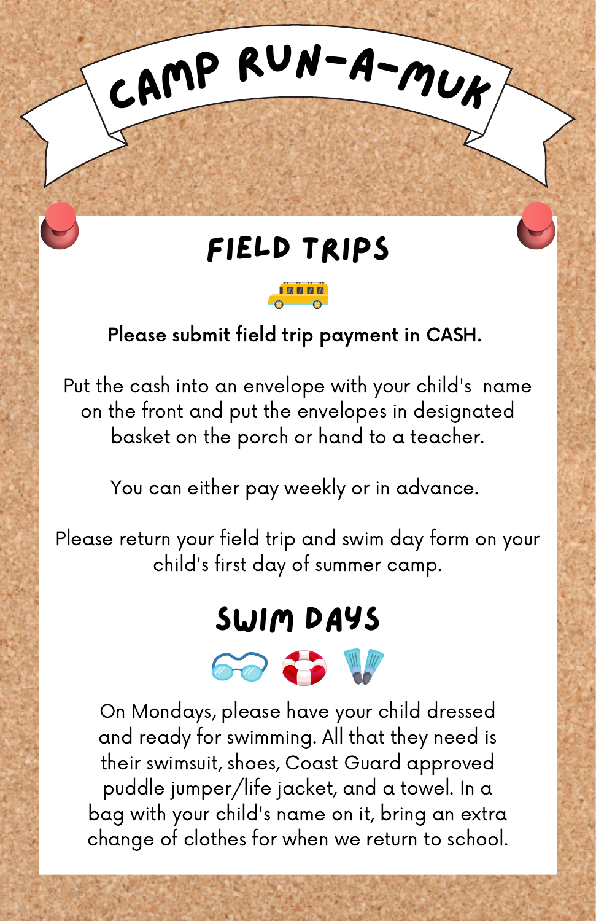# CAMP RUN-A-MUK

## FIELD TRIPS

**Please submit field trip payment in CASH.**

Put the cash into an envelope with your child's name on the front and put the envelopes in designated basket on the porch or hand to a teacher.

You can either pay weekly or in advance.

Please return your field trip and swim day form on your child's first day of summer camp.

## SWIM DAYS

On Mondays, please have your child dressed and ready for swimming. All that they need is their swimsuit, shoes, Coast Guard approved puddle jumper/life jacket, and a towel. In a bag with your child's name on it, bring an extra change of clothes for when we return to school.